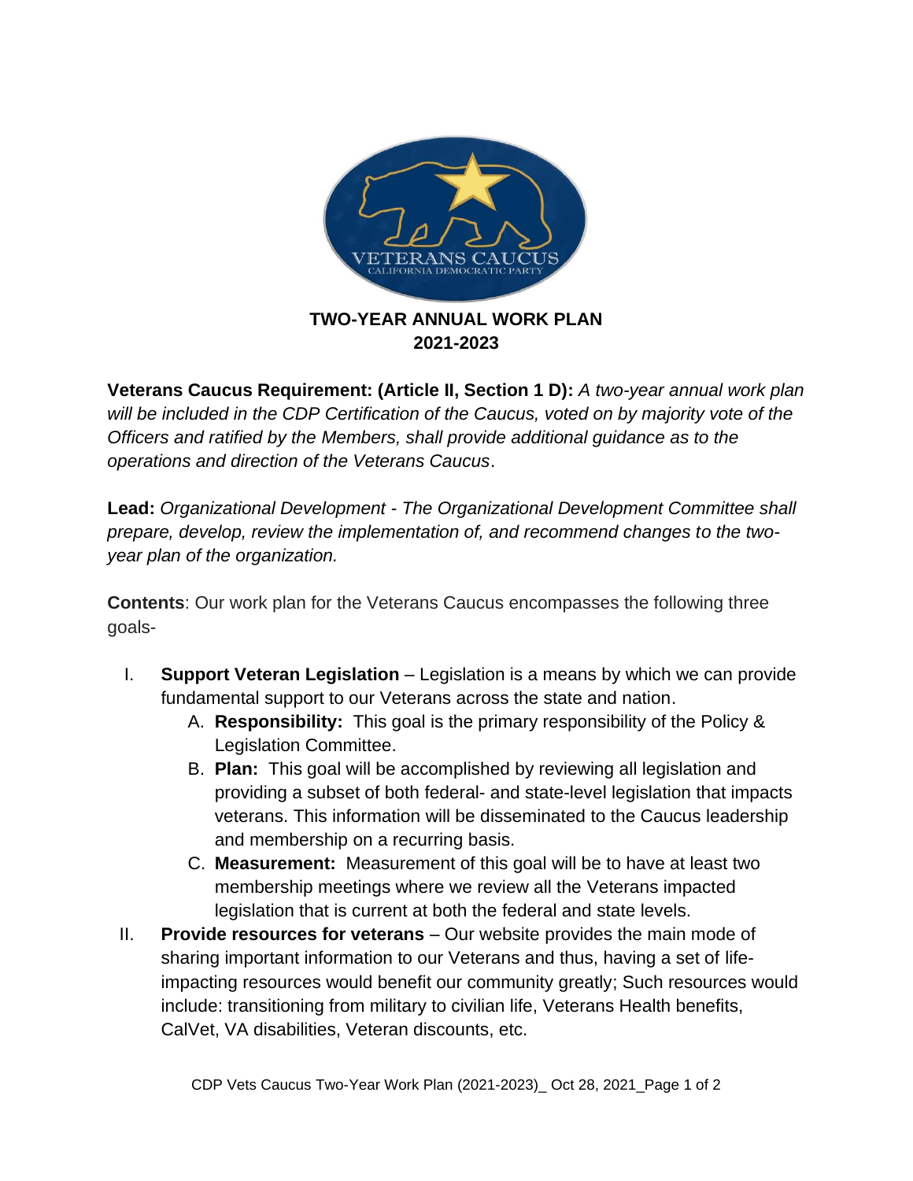# TWO-YEAR ANNUAL WORK PLAN
## 2021-2023

**Veterans Caucus Requirement: (Article II, Section 1 D):** *A two-year annual work plan will be included in the CDP Certification of the Caucus, voted on by majority vote of the Officers and ratified by the Members, shall provide additional guidance as to the operations and direction of the Veterans Caucus*.

**Lead:** *Organizational Development - The Organizational Development Committee shall prepare, develop, review the implementation of, and recommend changes to the two-year plan of the organization.*

**Contents**: Our work plan for the Veterans Caucus encompasses the following three goals-

I. **Support Veteran Legislation** – Legislation is a means by which we can provide fundamental support to our Veterans across the state and nation.
   A. **Responsibility:** This goal is the primary responsibility of the Policy & Legislation Committee.
   B. **Plan:** This goal will be accomplished by reviewing all legislation and providing a subset of both federal- and state-level legislation that impacts veterans. This information will be disseminated to the Caucus leadership and membership on a recurring basis.
   C. **Measurement:** Measurement of this goal will be to have at least two membership meetings where we review all the Veterans impacted legislation that is current at both the federal and state levels.

II. **Provide resources for veterans** – Our website provides the main mode of sharing important information to our Veterans and thus, having a set of life-impacting resources would benefit our community greatly; Such resources would include: transitioning from military to civilian life, Veterans Health benefits, CalVet, VA disabilities, Veteran discounts, etc.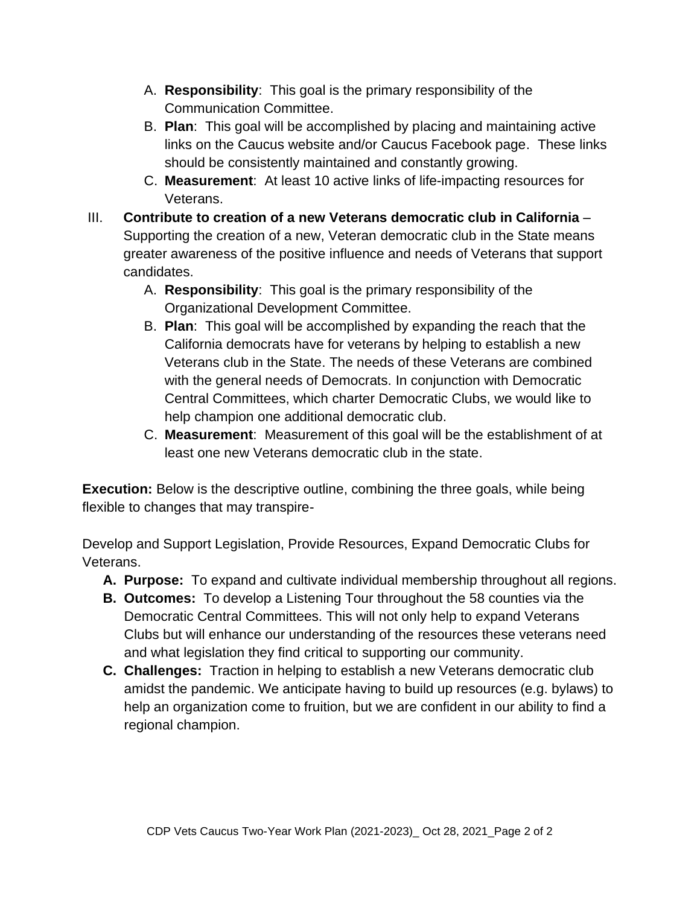A. **Responsibility**: This goal is the primary responsibility of the Communication Committee.

B. **Plan**: This goal will be accomplished by placing and maintaining active links on the Caucus website and/or Caucus Facebook page. These links should be consistently maintained and constantly growing.

C. **Measurement**: At least 10 active links of life-impacting resources for Veterans.

III. **Contribute to creation of a new Veterans democratic club in California** – Supporting the creation of a new, Veteran democratic club in the State means greater awareness of the positive influence and needs of Veterans that support candidates.

   A. **Responsibility**: This goal is the primary responsibility of the Organizational Development Committee.

   B. **Plan**: This goal will be accomplished by expanding the reach that the California democrats have for veterans by helping to establish a new Veterans club in the State. The needs of these Veterans are combined with the general needs of Democrats. In conjunction with Democratic Central Committees, which charter Democratic Clubs, we would like to help champion one additional democratic club.

   C. **Measurement**: Measurement of this goal will be the establishment of at least one new Veterans democratic club in the state.

**Execution:** Below is the descriptive outline, combining the three goals, while being flexible to changes that may transpire-

Develop and Support Legislation, Provide Resources, Expand Democratic Clubs for Veterans.

A. **Purpose:** To expand and cultivate individual membership throughout all regions.

B. **Outcomes:** To develop a Listening Tour throughout the 58 counties via the Democratic Central Committees. This will not only help to expand Veterans Clubs but will enhance our understanding of the resources these veterans need and what legislation they find critical to supporting our community.

C. **Challenges:** Traction in helping to establish a new Veterans democratic club amidst the pandemic. We anticipate having to build up resources (e.g. bylaws) to help an organization come to fruition, but we are confident in our ability to find a regional champion.